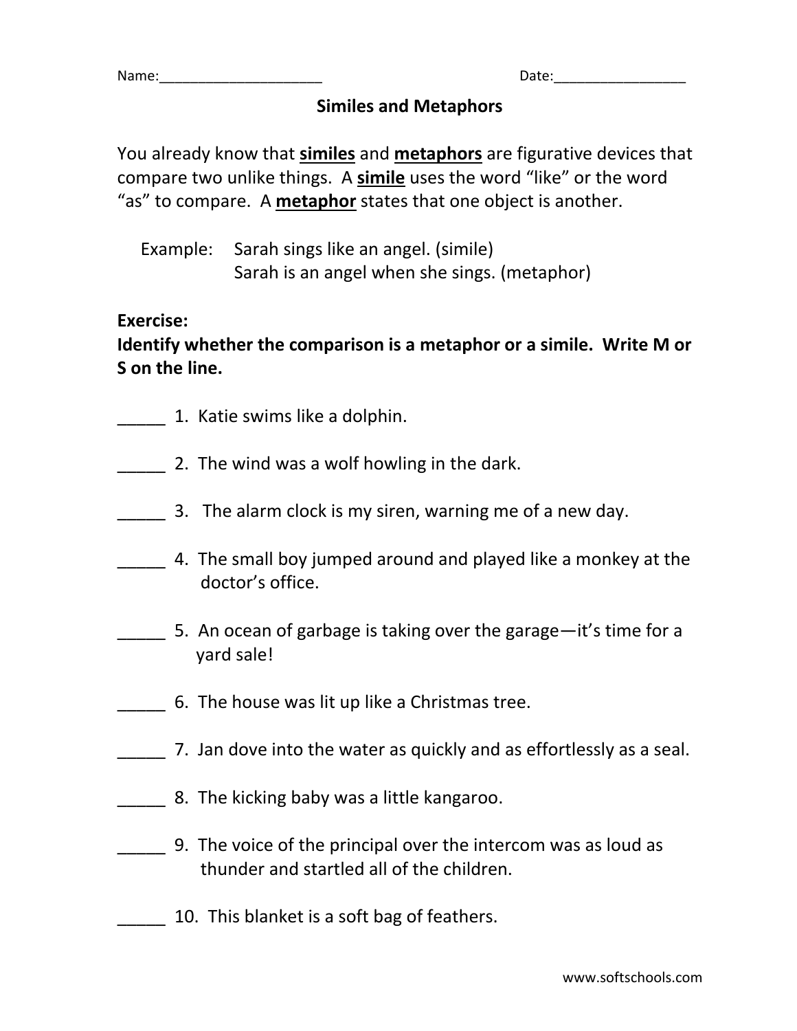Name:_____________________ Date:_________________

# Similes and Metaphors

You already know that **similes** and **metaphors** are figurative devices that compare two unlike things. A **simile** uses the word "like" or the word "as" to compare. A **metaphor** states that one object is another.

Example: Sarah sings like an angel. (simile)
Sarah is an angel when she sings. (metaphor)

**Exercise:**
**Identify whether the comparison is a metaphor or a simile. Write M or S on the line.**

_____ 1. Katie swims like a dolphin.

_____ 2. The wind was a wolf howling in the dark.

_____ 3. The alarm clock is my siren, warning me of a new day.

_____ 4. The small boy jumped around and played like a monkey at the doctor's office.

_____ 5. An ocean of garbage is taking over the garage—it's time for a yard sale!

_____ 6. The house was lit up like a Christmas tree.

_____ 7. Jan dove into the water as quickly and as effortlessly as a seal.

_____ 8. The kicking baby was a little kangaroo.

_____ 9. The voice of the principal over the intercom was as loud as thunder and startled all of the children.

_____ 10. This blanket is a soft bag of feathers.

www.softschools.com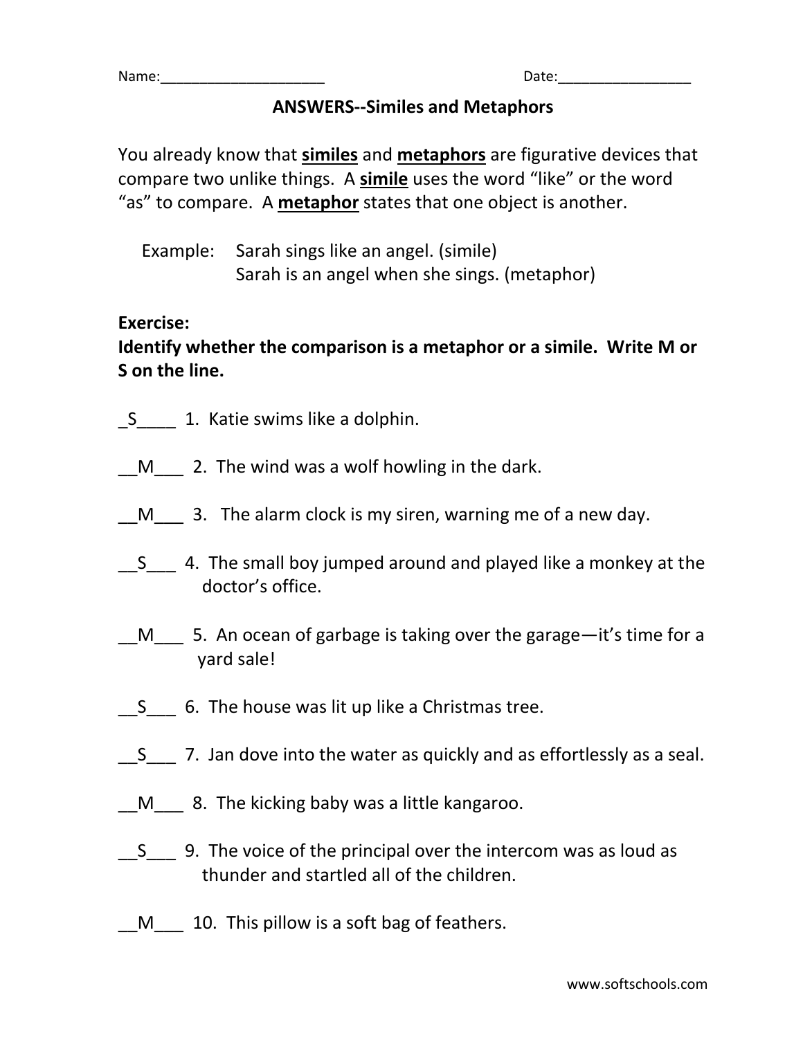Name:_____________________ Date:_________________

## ANSWERS--Similes and Metaphors

You already know that **<u>similes</u>** and **<u>metaphors</u>** are figurative devices that compare two unlike things. A **<u>simile</u>** uses the word “like” or the word “as” to compare. A **<u>metaphor</u>** states that one object is another.

Example: Sarah sings like an angel. (simile)
Sarah is an angel when she sings. (metaphor)

**Exercise:**
**Identify whether the comparison is a metaphor or a simile. Write M or S on the line.**

_S____ 1. Katie swims like a dolphin.

__M___ 2. The wind was a wolf howling in the dark.

__M___ 3. The alarm clock is my siren, warning me of a new day.

__S___ 4. The small boy jumped around and played like a monkey at the doctor’s office.

__M___ 5. An ocean of garbage is taking over the garage—it’s time for a yard sale!

__S___ 6. The house was lit up like a Christmas tree.

__S___ 7. Jan dove into the water as quickly and as effortlessly as a seal.

__M___ 8. The kicking baby was a little kangaroo.

__S___ 9. The voice of the principal over the intercom was as loud as thunder and startled all of the children.

__M___ 10. This pillow is a soft bag of feathers.

www.softschools.com